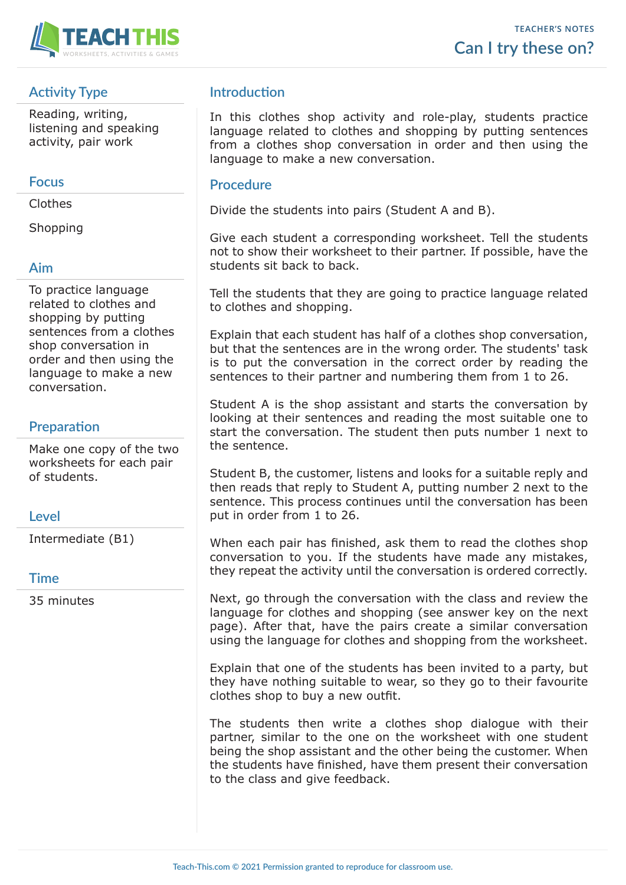TEACHER'S NOTES

# Can I try these on?

## Activity Type

Reading, writing, listening and speaking activity, pair work

## Focus

Clothes

Shopping

## Aim

To practice language related to clothes and shopping by putting sentences from a clothes shop conversation in order and then using the language to make a new conversation.

## Preparation

Make one copy of the two worksheets for each pair of students.

## Level

Intermediate (B1)

## Time

35 minutes

## Introduction

In this clothes shop activity and role-play, students practice language related to clothes and shopping by putting sentences from a clothes shop conversation in order and then using the language to make a new conversation.

## Procedure

Divide the students into pairs (Student A and B).

Give each student a corresponding worksheet. Tell the students not to show their worksheet to their partner. If possible, have the students sit back to back.

Tell the students that they are going to practice language related to clothes and shopping.

Explain that each student has half of a clothes shop conversation, but that the sentences are in the wrong order. The students' task is to put the conversation in the correct order by reading the sentences to their partner and numbering them from 1 to 26.

Student A is the shop assistant and starts the conversation by looking at their sentences and reading the most suitable one to start the conversation. The student then puts number 1 next to the sentence.

Student B, the customer, listens and looks for a suitable reply and then reads that reply to Student A, putting number 2 next to the sentence. This process continues until the conversation has been put in order from 1 to 26.

When each pair has finished, ask them to read the clothes shop conversation to you. If the students have made any mistakes, they repeat the activity until the conversation is ordered correctly.

Next, go through the conversation with the class and review the language for clothes and shopping (see answer key on the next page). After that, have the pairs create a similar conversation using the language for clothes and shopping from the worksheet.

Explain that one of the students has been invited to a party, but they have nothing suitable to wear, so they go to their favourite clothes shop to buy a new outfit.

The students then write a clothes shop dialogue with their partner, similar to the one on the worksheet with one student being the shop assistant and the other being the customer. When the students have finished, have them present their conversation to the class and give feedback.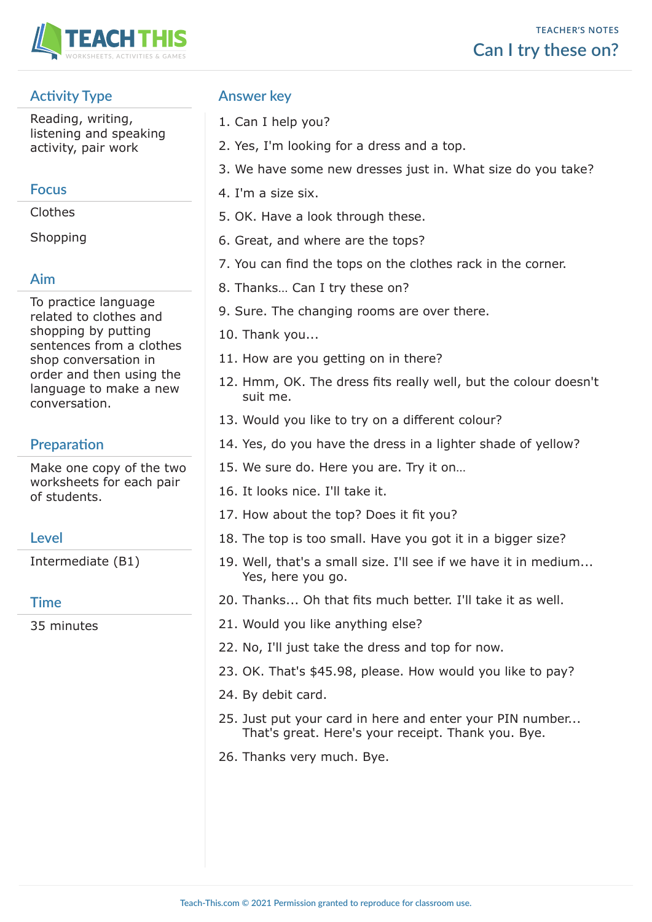# Can I try these on?

TEACHER'S NOTES

## Activity Type

Reading, writing, listening and speaking activity, pair work

## Focus

Clothes

Shopping

## Aim

To practice language related to clothes and shopping by putting sentences from a clothes shop conversation in order and then using the language to make a new conversation.

## Preparation

Make one copy of the two worksheets for each pair of students.

## Level

Intermediate (B1)

## Time

35 minutes

## Answer key

1. Can I help you?
2. Yes, I'm looking for a dress and a top.
3. We have some new dresses just in. What size do you take?
4. I'm a size six.
5. OK. Have a look through these.
6. Great, and where are the tops?
7. You can find the tops on the clothes rack in the corner.
8. Thanks… Can I try these on?
9. Sure. The changing rooms are over there.
10. Thank you...
11. How are you getting on in there?
12. Hmm, OK. The dress fits really well, but the colour doesn't suit me.
13. Would you like to try on a different colour?
14. Yes, do you have the dress in a lighter shade of yellow?
15. We sure do. Here you are. Try it on…
16. It looks nice. I'll take it.
17. How about the top? Does it fit you?
18. The top is too small. Have you got it in a bigger size?
19. Well, that's a small size. I'll see if we have it in medium... Yes, here you go.
20. Thanks... Oh that fits much better. I'll take it as well.
21. Would you like anything else?
22. No, I'll just take the dress and top for now.
23. OK. That's $45.98, please. How would you like to pay?
24. By debit card.
25. Just put your card in here and enter your PIN number... That's great. Here's your receipt. Thank you. Bye.
26. Thanks very much. Bye.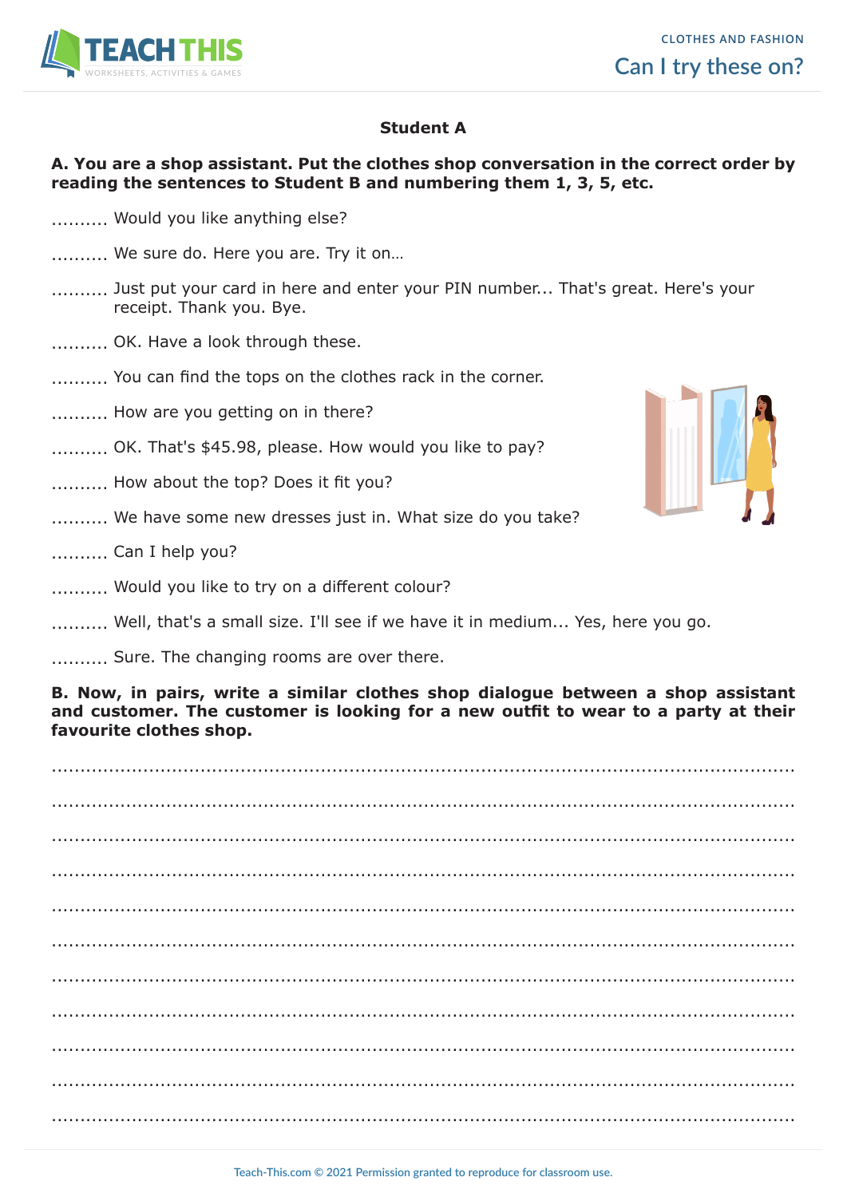## Student A

**A. You are a shop assistant. Put the clothes shop conversation in the correct order by reading the sentences to Student B and numbering them 1, 3, 5, etc.**

.......... Would you like anything else?

.......... We sure do. Here you are. Try it on…

.......... Just put your card in here and enter your PIN number... That's great. Here's your receipt. Thank you. Bye.

.......... OK. Have a look through these.

.......... You can find the tops on the clothes rack in the corner.

.......... How are you getting on in there?

.......... OK. That's $45.98, please. How would you like to pay?

.......... How about the top? Does it fit you?

.......... We have some new dresses just in. What size do you take?

.......... Can I help you?

.......... Would you like to try on a different colour?

.......... Well, that's a small size. I'll see if we have it in medium... Yes, here you go.

.......... Sure. The changing rooms are over there.

**B. Now, in pairs, write a similar clothes shop dialogue between a shop assistant and customer. The customer is looking for a new outfit to wear to a party at their favourite clothes shop.**

..........................................................................................................................

..........................................................................................................................

..........................................................................................................................

..........................................................................................................................

..........................................................................................................................

..........................................................................................................................

..........................................................................................................................

..........................................................................................................................

..........................................................................................................................

..........................................................................................................................

..........................................................................................................................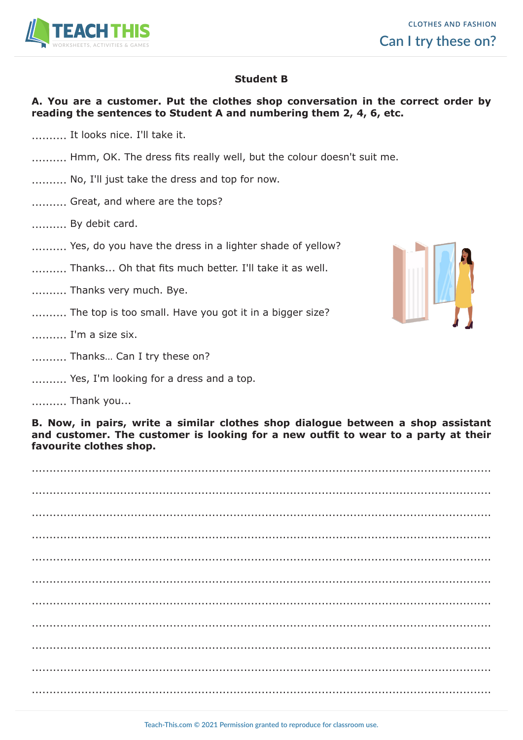### Student B

**A. You are a customer. Put the clothes shop conversation in the correct order by reading the sentences to Student A and numbering them 2, 4, 6, etc.**

.......... It looks nice. I'll take it.

.......... Hmm, OK. The dress fits really well, but the colour doesn't suit me.

.......... No, I'll just take the dress and top for now.

.......... Great, and where are the tops?

.......... By debit card.

.......... Yes, do you have the dress in a lighter shade of yellow?

.......... Thanks... Oh that fits much better. I'll take it as well.

.......... Thanks very much. Bye.

.......... The top is too small. Have you got it in a bigger size?

.......... I'm a size six.

.......... Thanks… Can I try these on?

.......... Yes, I'm looking for a dress and a top.

.......... Thank you...

**B. Now, in pairs, write a similar clothes shop dialogue between a shop assistant and customer. The customer is looking for a new outfit to wear to a party at their favourite clothes shop.**

..........................................................................................................................................

..........................................................................................................................................

..........................................................................................................................................

..........................................................................................................................................

..........................................................................................................................................

..........................................................................................................................................

..........................................................................................................................................

..........................................................................................................................................

..........................................................................................................................................

..........................................................................................................................................

..........................................................................................................................................